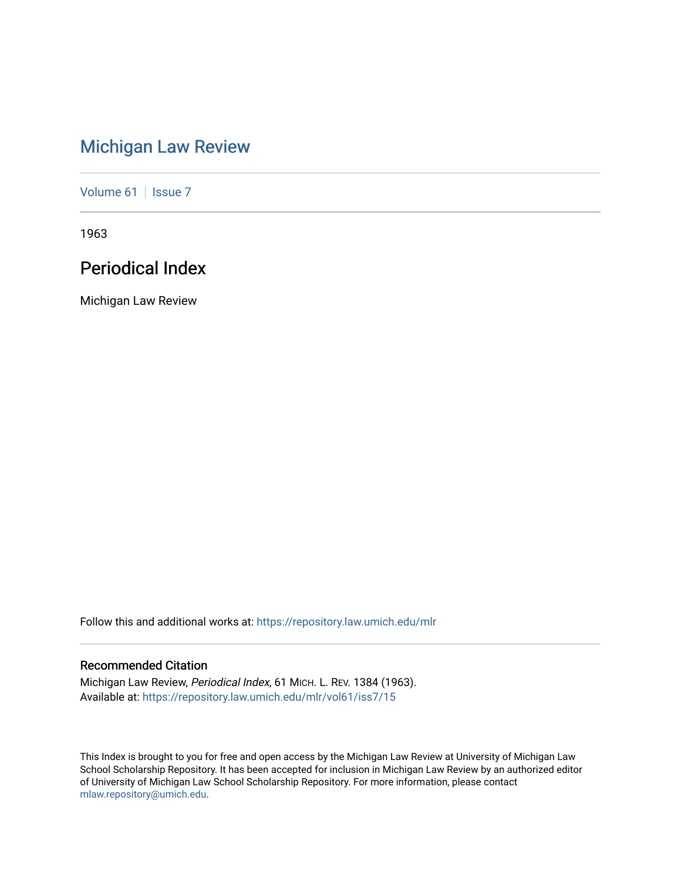# Michigan Law Review

Volume 61 | Issue 7

1963

## Periodical Index

Michigan Law Review

Follow this and additional works at: https://repository.law.umich.edu/mlr

### Recommended Citation

Michigan Law Review, *Periodical Index*, 61 MICH. L. REV. 1384 (1963).
Available at: https://repository.law.umich.edu/mlr/vol61/iss7/15

This Index is brought to you for free and open access by the Michigan Law Review at University of Michigan Law School Scholarship Repository. It has been accepted for inclusion in Michigan Law Review by an authorized editor of University of Michigan Law School Scholarship Repository. For more information, please contact mlaw.repository@umich.edu.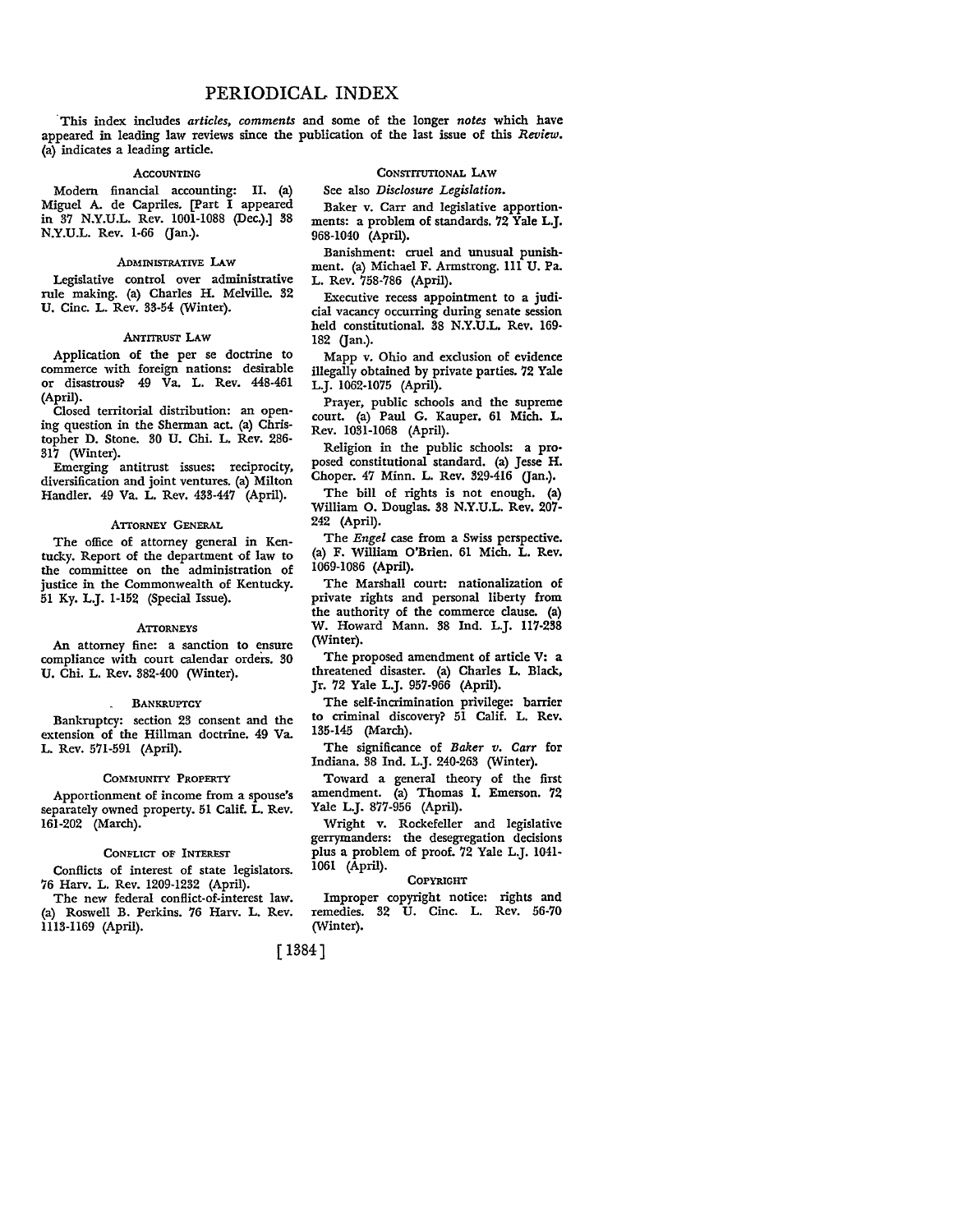# PERIODICAL INDEX

This index includes *articles, comments* and some of the longer *notes* which have appeared in leading law reviews since the publication of the last issue of this *Review*. (a) indicates a leading article.

### ACCOUNTING

Modern financial accounting: II. (a) Miguel A. de Capriles. [Part I appeared in 37 N.Y.U.L. Rev. 1001-1088 (Dec.).] 38 N.Y.U.L. Rev. 1-66 (Jan.).

### ADMINISTRATIVE LAW

Legislative control over administrative rule making. (a) Charles H. Melville. 32 U. Cinc. L. Rev. 33-54 (Winter).

### ANTITRUST LAW

Application of the per se doctrine to commerce with foreign nations: desirable or disastrous? 49 Va. L. Rev. 448-461 (April).

Closed territorial distribution: an opening question in the Sherman act. (a) Christopher D. Stone. 30 U. Chi. L. Rev. 286-317 (Winter).

Emerging antitrust issues: reciprocity, diversification and joint ventures. (a) Milton Handler. 49 Va. L. Rev. 433-447 (April).

### ATTORNEY GENERAL

The office of attorney general in Kentucky. Report of the department of law to the committee on the administration of justice in the Commonwealth of Kentucky. 51 Ky. L.J. 1-152 (Special Issue).

### ATTORNEYS

An attorney fine: a sanction to ensure compliance with court calendar orders. 30 U. Chi. L. Rev. 382-400 (Winter).

### BANKRUPTCY

Bankruptcy: section 23 consent and the extension of the Hillman doctrine. 49 Va. L. Rev. 571-591 (April).

### COMMUNITY PROPERTY

Apportionment of income from a spouse's separately owned property. 51 Calif. L. Rev. 161-202 (March).

### CONFLICT OF INTEREST

Conflicts of interest of state legislators. 76 Harv. L. Rev. 1209-1232 (April).

The new federal conflict-of-interest law. (a) Roswell B. Perkins. 76 Harv. L. Rev. 1113-1169 (April).

### CONSTITUTIONAL LAW

See also *Disclosure Legislation.*

Baker v. Carr and legislative apportionments: a problem of standards. 72 Yale L.J. 968-1040 (April).

Banishment: cruel and unusual punishment. (a) Michael F. Armstrong. 111 U. Pa. L. Rev. 758-786 (April).

Executive recess appointment to a judicial vacancy occurring during senate session held constitutional. 38 N.Y.U.L. Rev. 169-182 (Jan.).

Mapp v. Ohio and exclusion of evidence illegally obtained by private parties. 72 Yale L.J. 1062-1075 (April).

Prayer, public schools and the supreme court. (a) Paul G. Kauper. 61 Mich. L. Rev. 1031-1068 (April).

Religion in the public schools: a proposed constitutional standard. (a) Jesse H. Choper. 47 Minn. L. Rev. 329-416 (Jan.).

The bill of rights is not enough. (a) William O. Douglas. 38 N.Y.U.L. Rev. 207-242 (April).

The *Engel* case from a Swiss perspective. (a) F. William O'Brien. 61 Mich. L. Rev. 1069-1086 (April).

The Marshall court: nationalization of private rights and personal liberty from the authority of the commerce clause. (a) W. Howard Mann. 38 Ind. L.J. 117-238 (Winter).

The proposed amendment of article V: a threatened disaster. (a) Charles L. Black, Jr. 72 Yale L.J. 957-966 (April).

The self-incrimination privilege: barrier to criminal discovery? 51 Calif. L. Rev. 135-145 (March).

The significance of *Baker v. Carr* for Indiana. 38 Ind. L.J. 240-263 (Winter).

Toward a general theory of the first amendment. (a) Thomas I. Emerson. 72 Yale L.J. 877-956 (April).

Wright v. Rockefeller and legislative gerrymanders: the desegregation decisions plus a problem of proof. 72 Yale L.J. 1041-1061 (April).

### COPYRIGHT

Improper copyright notice: rights and remedies. 32 U. Cinc. L. Rev. 56-70 (Winter).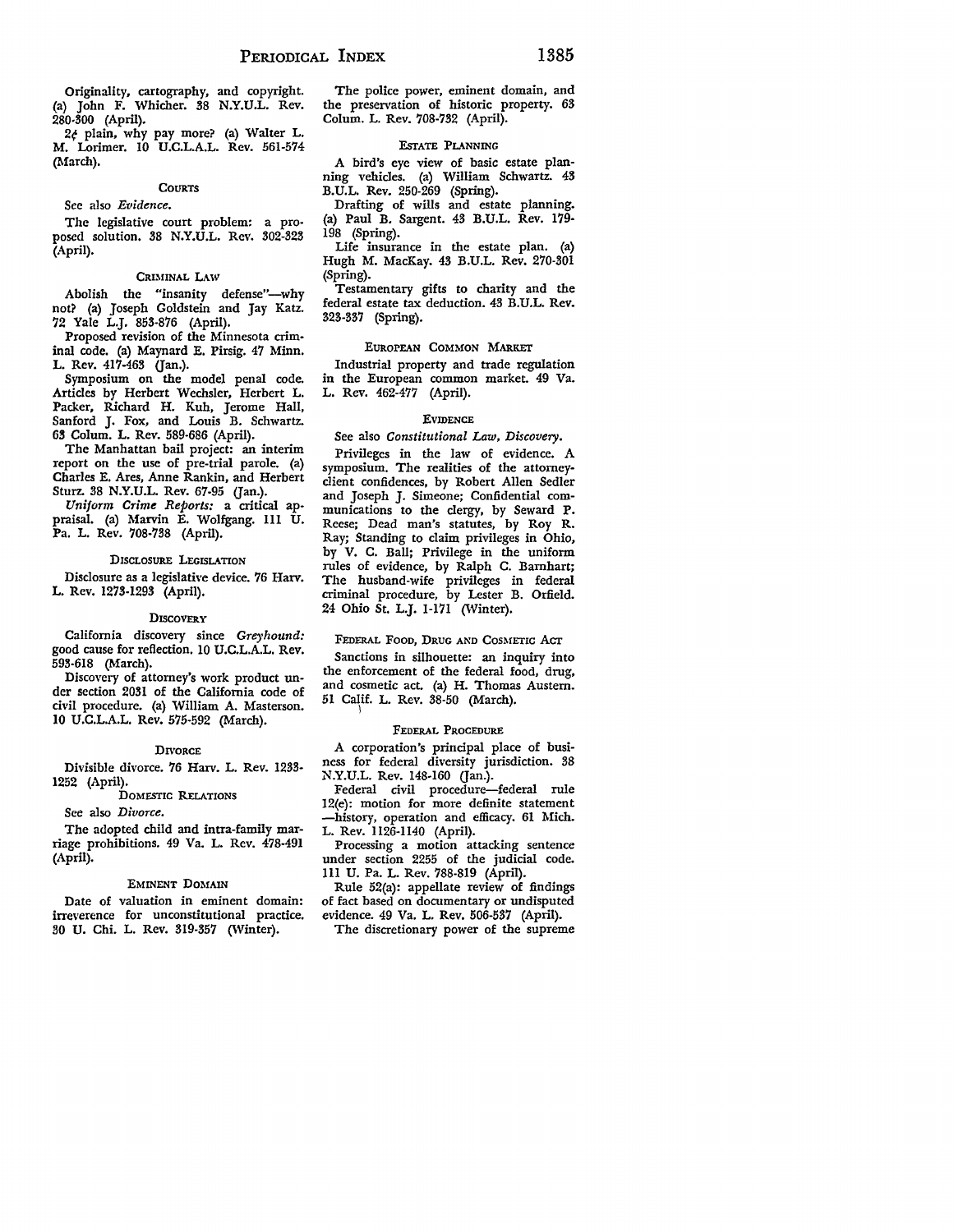Originality, cartography, and copyright. (a) John F. Whicher. 38 N.Y.U.L. Rev. 280-300 (April).

2¢ plain, why pay more? (a) Walter L. M. Lorimer. 10 U.C.L.A.L. Rev. 561-574 (March).

### COURTS

See also *Evidence.*

The legislative court problem: a proposed solution. 38 N.Y.U.L. Rev. 302-323 (April).

### CRIMINAL LAW

Abolish the "insanity defense"—why not? (a) Joseph Goldstein and Jay Katz. 72 Yale L.J. 853-876 (April).

Proposed revision of the Minnesota criminal code. (a) Maynard E. Pirsig. 47 Minn. L. Rev. 417-463 (Jan.).

Symposium on the model penal code. Articles by Herbert Wechsler, Herbert L. Packer, Richard H. Kuh, Jerome Hall, Sanford J. Fox, and Louis B. Schwartz. 63 Colum. L. Rev. 589-686 (April).

The Manhattan bail project: an interim report on the use of pre-trial parole. (a) Charles E. Ares, Anne Rankin, and Herbert Sturz. 38 N.Y.U.L. Rev. 67-95 (Jan.).

*Uniform Crime Reports:* a critical appraisal. (a) Marvin E. Wolfgang. 111 U. Pa. L. Rev. 708-738 (April).

### DISCLOSURE LEGISLATION

Disclosure as a legislative device. 76 Harv. L. Rev. 1273-1293 (April).

### DISCOVERY

California discovery since *Greyhound:* good cause for reflection. 10 U.C.L.A.L. Rev. 593-618 (March).

Discovery of attorney's work product under section 2031 of the California code of civil procedure. (a) William A. Masterson. 10 U.C.L.A.L. Rev. 575-592 (March).

### DIVORCE

Divisible divorce. 76 Harv. L. Rev. 1233-1252 (April).

### DOMESTIC RELATIONS

See also *Divorce.*

The adopted child and intra-family marriage prohibitions. 49 Va. L. Rev. 478-491 (April).

### EMINENT DOMAIN

Date of valuation in eminent domain: irreverence for unconstitutional practice. 30 U. Chi. L. Rev. 319-357 (Winter).

The police power, eminent domain, and the preservation of historic property. 63 Colum. L. Rev. 708-732 (April).

### ESTATE PLANNING

A bird's eye view of basic estate planning vehicles. (a) William Schwartz. 43 B.U.L. Rev. 250-269 (Spring).

Drafting of wills and estate planning. (a) Paul B. Sargent. 43 B.U.L. Rev. 179-198 (Spring).

Life insurance in the estate plan. (a) Hugh M. MacKay. 43 B.U.L. Rev. 270-301 (Spring).

Testamentary gifts to charity and the federal estate tax deduction. 43 B.U.L. Rev. 323-337 (Spring).

### EUROPEAN COMMON MARKET

Industrial property and trade regulation in the European common market. 49 Va. L. Rev. 462-477 (April).

### EVIDENCE

See also *Constitutional Law, Discovery.*

Privileges in the law of evidence. A symposium. The realities of the attorney-client confidences, by Robert Allen Sedler and Joseph J. Simeone; Confidential communications to the clergy, by Seward P. Reese; Dead man's statutes, by Roy R. Ray; Standing to claim privileges in Ohio, by V. C. Ball; Privilege in the uniform rules of evidence, by Ralph C. Barnhart; The husband-wife privileges in federal criminal procedure, by Lester B. Orfield. 24 Ohio St. L.J. 1-171 (Winter).

### FEDERAL FOOD, DRUG AND COSMETIC ACT

Sanctions in silhouette: an inquiry into the enforcement of the federal food, drug, and cosmetic act. (a) H. Thomas Austern. 51 Calif. L. Rev. 38-50 (March).

### FEDERAL PROCEDURE

A corporation's principal place of business for federal diversity jurisdiction. 38 N.Y.U.L. Rev. 148-160 (Jan.).

Federal civil procedure—federal rule 12(e): motion for more definite statement—history, operation and efficacy. 61 Mich. L. Rev. 1126-1140 (April).

Processing a motion attacking sentence under section 2255 of the judicial code. 111 U. Pa. L. Rev. 788-819 (April).

Rule 52(a): appellate review of findings of fact based on documentary or undisputed evidence. 49 Va. L. Rev. 506-537 (April).

The discretionary power of the supreme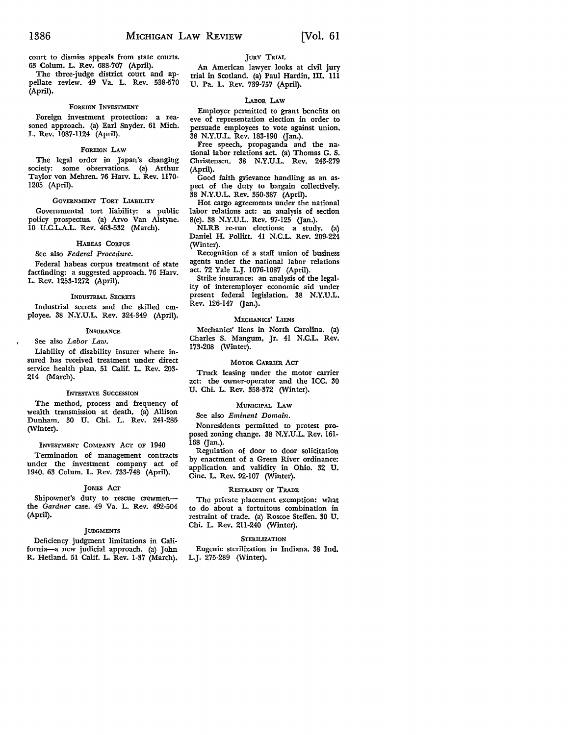court to dismiss appeals from state courts. 63 Colum. L. Rev. 688-707 (April).

The three-judge district court and appellate review. 49 Va. L. Rev. 538-570 (April).

### FOREIGN INVESTMENT

Foreign investment protection: a reasoned approach. (a) Earl Snyder. 61 Mich. L. Rev. 1087-1124 (April).

### FOREIGN LAW

The legal order in Japan's changing society: some observations. (a) Arthur Taylor von Mehren. 76 Harv. L. Rev. 1170-1205 (April).

### GOVERNMENT TORT LIABILITY

Governmental tort liability: a public policy prospectus. (a) Arvo Van Alstyne. 10 U.C.L.A.L. Rev. 463-532 (March).

### HABEAS CORPUS

See also *Federal Procedure.*

Federal habeas corpus treatment of state factfinding: a suggested approach. 76 Harv. L. Rev. 1253-1272 (April).

### INDUSTRIAL SECRETS

Industrial secrets and the skilled employee. 38 N.Y.U.L. Rev. 324-349 (April).

### INSURANCE

See also *Labor Law.*

Liability of disability insurer where insured has received treatment under direct service health plan. 51 Calif. L. Rev. 203-214 (March).

### INTESTATE SUCCESSION

The method, process and frequency of wealth transmission at death. (a) Allison Dunham. 30 U. Chi. L. Rev. 241-285 (Winter).

### INVESTMENT COMPANY ACT OF 1940

Termination of management contracts under the investment company act of 1940. 63 Colum. L. Rev. 733-748 (April).

### JONES ACT

Shipowner's duty to rescue crewmen—the *Gardner* case. 49 Va. L. Rev. 492-504 (April).

### JUDGMENTS

Deficiency judgment limitations in California—a new judicial approach. (a) John R. Hetland. 51 Calif. L. Rev. 1-37 (March).

### JURY TRIAL

An American lawyer looks at civil jury trial in Scotland. (a) Paul Hardin, III. 111 U. Pa. L. Rev. 739-757 (April).

### LABOR LAW

Employer permitted to grant benefits on eve of representation election in order to persuade employees to vote against union. 38 N.Y.U.L. Rev. 183-190 (Jan.).

Free speech, propaganda and the national labor relations act. (a) Thomas G. S. Christensen. 38 N.Y.U.L. Rev. 243-279 (April).

Good faith grievance handling as an aspect of the duty to bargain collectively. 38 N.Y.U.L. Rev. 350-387 (April).

Hot cargo agreements under the national labor relations act: an analysis of section 8(e). 38 N.Y.U.L. Rev. 97-125 (Jan.).

NLRB re-run elections: a study. (a) Daniel H. Pollitt. 41 N.C.L. Rev. 209-224 (Winter).

Recognition of a staff union of business agents under the national labor relations act. 72 Yale L.J. 1076-1087 (April).

Strike insurance: an analysis of the legality of interemployer economic aid under present federal legislation. 38 N.Y.U.L. Rev. 126-147 (Jan.).

### MECHANICS' LIENS

Mechanics' liens in North Carolina. (a) Charles S. Mangum, Jr. 41 N.C.L. Rev. 173-208 (Winter).

### MOTOR CARRIER ACT

Truck leasing under the motor carrier act: the owner-operator and the ICC. 30 U. Chi. L. Rev. 358-372 (Winter).

### MUNICIPAL LAW

See also *Eminent Domain.*

Nonresidents permitted to protest proposed zoning change. 38 N.Y.U.L. Rev. 161-168 (Jan.).

Regulation of door to door solicitation by enactment of a Green River ordinance: application and validity in Ohio. 32 U. Cinc. L. Rev. 92-107 (Winter).

### RESTRAINT OF TRADE

The private placement exemption: what to do about a fortuitous combination in restraint of trade. (a) Roscoe Steffen. 30 U. Chi. L. Rev. 211-240 (Winter).

### STERILIZATION

Eugenic sterilization in Indiana. 38 Ind. L.J. 275-289 (Winter).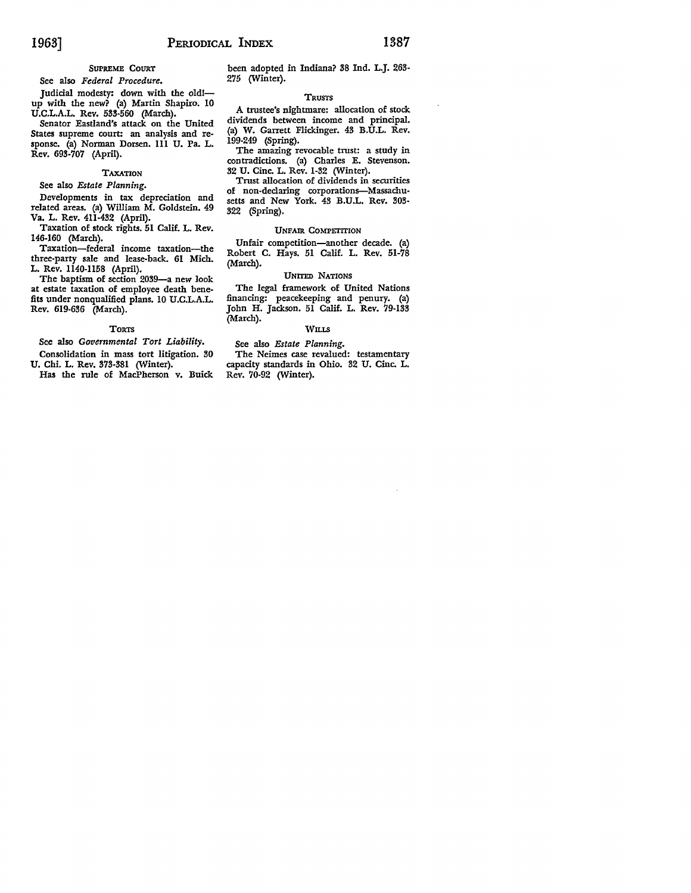### Supreme Court

See also *Federal Procedure.*

Judicial modesty: down with the old!—up with the new? (a) Martin Shapiro. 10 U.C.L.A.L. Rev. 533-560 (March).

Senator Eastland's attack on the United States supreme court: an analysis and response. (a) Norman Dorsen. 111 U. Pa. L. Rev. 693-707 (April).

### Taxation

See also *Estate Planning.*

Developments in tax depreciation and related areas. (a) William M. Goldstein. 49 Va. L. Rev. 411-432 (April).

Taxation of stock rights. 51 Calif. L. Rev. 146-160 (March).

Taxation—federal income taxation—the three-party sale and lease-back. 61 Mich. L. Rev. 1140-1158 (April).

The baptism of section 2039—a new look at estate taxation of employee death benefits under nonqualified plans. 10 U.C.L.A.L. Rev. 619-636 (March).

### Torts

See also *Governmental Tort Liability.*

Consolidation in mass tort litigation. 30 U. Chi. L. Rev. 373-381 (Winter).

Has the rule of MacPherson v. Buick been adopted in Indiana? 38 Ind. L.J. 263-275 (Winter).

### Trusts

A trustee's nightmare: allocation of stock dividends between income and principal. (a) W. Garrett Flickinger. 43 B.U.L. Rev. 199-249 (Spring).

The amazing revocable trust: a study in contradictions. (a) Charles E. Stevenson. 32 U. Cinc. L. Rev. 1-32 (Winter).

Trust allocation of dividends in securities of non-declaring corporations—Massachusetts and New York. 43 B.U.L. Rev. 303-322 (Spring).

### Unfair Competition

Unfair competition—another decade. (a) Robert C. Hays. 51 Calif. L. Rev. 51-78 (March).

### United Nations

The legal framework of United Nations financing: peacekeeping and penury. (a) John H. Jackson. 51 Calif. L. Rev. 79-133 (March).

### Wills

See also *Estate Planning.*

The Neimes case revalued: testamentary capacity standards in Ohio. 32 U. Cinc. L. Rev. 70-92 (Winter).